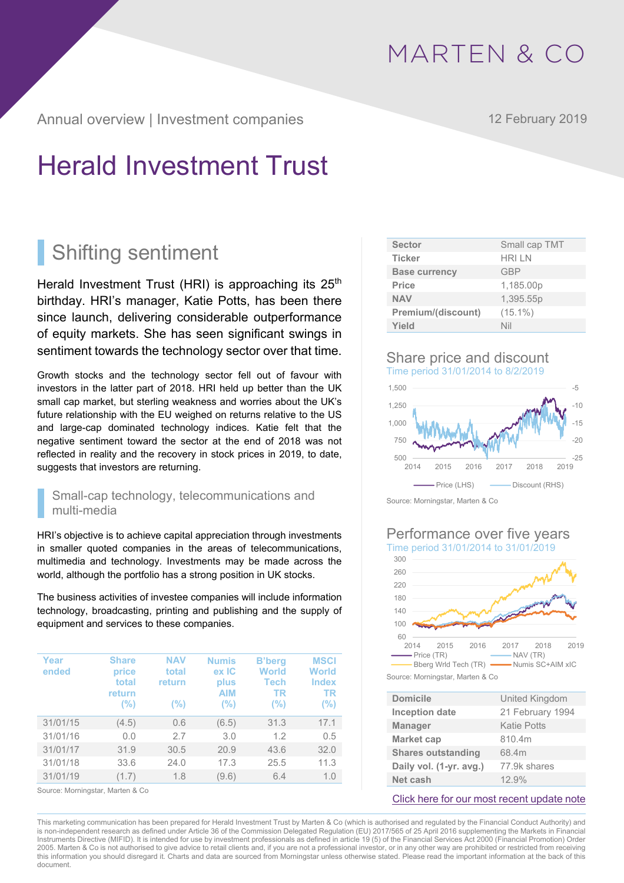MARTEN & CO

Annual overview | Investment companies

12 February 2019

# Herald Investment Trust

## Shifting sentiment

Herald Investment Trust (HRI) is approaching its 25th birthday. HRI's manager, Katie Potts, has been there since launch, delivering considerable outperformance of equity markets. She has seen significant swings in sentiment towards the technology sector over that time.

Growth stocks and the technology sector fell out of favour with investors in the latter part of 2018. HRI held up better than the UK small cap market, but sterling weakness and worries about the UK's future relationship with the EU weighed on returns relative to the US and large-cap dominated technology indices. Katie felt that the negative sentiment toward the sector at the end of 2018 was not reflected in reality and the recovery in stock prices in 2019, to date, suggests that investors are returning.

### Small-cap technology, telecommunications and multi-media

HRI's objective is to achieve capital appreciation through investments in smaller quoted companies in the areas of telecommunications, multimedia and technology. Investments may be made across the world, although the portfolio has a strong position in UK stocks.

The business activities of investee companies will include information technology, broadcasting, printing and publishing and the supply of equipment and services to these companies.

| Year ended | Share price total return (%) | NAV total return (%) | Numis ex IC plus AIM (%) | B'berg World Tech TR (%) | MSCI World Index TR (%) |
|---|---|---|---|---|---|
| 31/01/15 | (4.5) | 0.6 | (6.5) | 31.3 | 17.1 |
| 31/01/16 | 0.0 | 2.7 | 3.0 | 1.2 | 0.5 |
| 31/01/17 | 31.9 | 30.5 | 20.9 | 43.6 | 32.0 |
| 31/01/18 | 33.6 | 24.0 | 17.3 | 25.5 | 11.3 |
| 31/01/19 | (1.7) | 1.8 | (9.6) | 6.4 | 1.0 |

Source: Morningstar, Marten & Co

| | |
|---|---|
| **Sector** | Small cap TMT |
| **Ticker** | HRI LN |
| **Base currency** | GBP |
| **Price** | 1,185.00p |
| **NAV** | 1,395.55p |
| **Premium/(discount)** | (15.1%) |
| **Yield** | Nil |

### Share price and discount

Time period 31/01/2014 to 8/2/2019

Source: Morningstar, Marten & Co

### Performance over five years

Time period 31/01/2014 to 31/01/2019

Source: Morningstar, Marten & Co

| | |
|---|---|
| **Domicile** | United Kingdom |
| **Inception date** | 21 February 1994 |
| **Manager** | Katie Potts |
| **Market cap** | 810.4m |
| **Shares outstanding** | 68.4m |
| **Daily vol. (1-yr. avg.)** | 77.9k shares |
| **Net cash** | 12.9% |

Click here for our most recent update note

This marketing communication has been prepared for Herald Investment Trust by Marten & Co (which is authorised and regulated by the Financial Conduct Authority) and is non-independent research as defined under Article 36 of the Commission Delegated Regulation (EU) 2017/565 of 25 April 2016 supplementing the Markets in Financial Instruments Directive (MIFID). It is intended for use by investment professionals as defined in article 19 (5) of the Financial Services Act 2000 (Financial Promotion) Order 2005. Marten & Co is not authorised to give advice to retail clients and, if you are not a professional investor, or in any other way are prohibited or restricted from receiving this information you should disregard it. Charts and data are sourced from Morningstar unless otherwise stated. Please read the important information at the back of this document.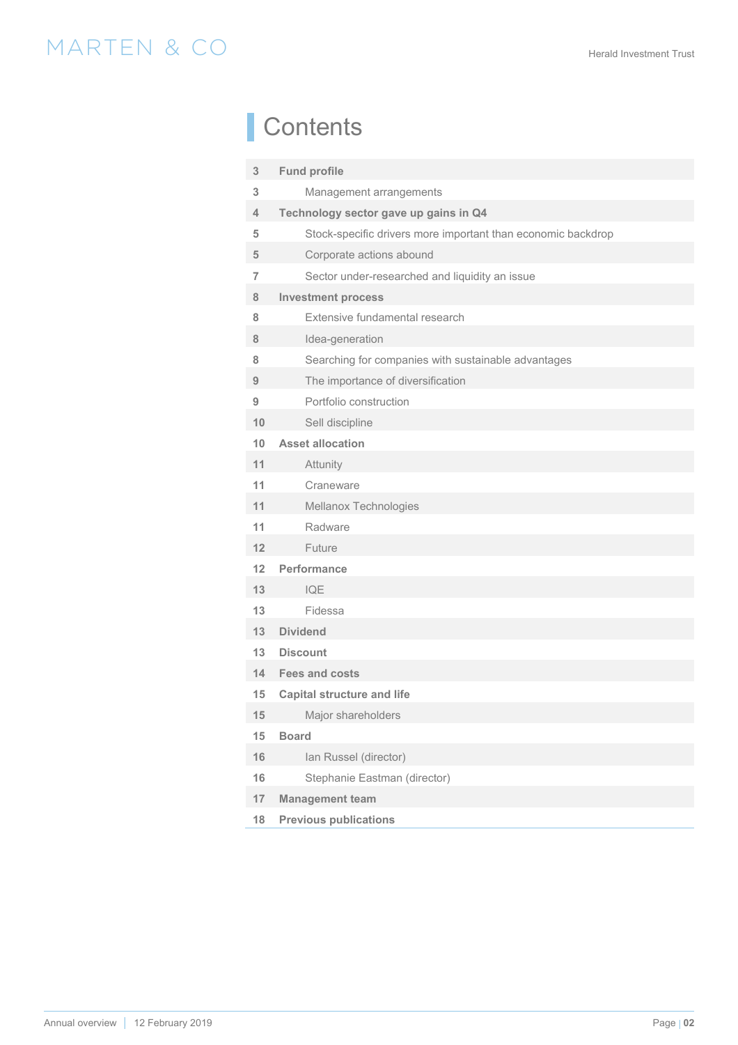# Contents

| | |
|---|---|
| 3 | **Fund profile** |
| 3 | Management arrangements |
| 4 | **Technology sector gave up gains in Q4** |
| 5 | Stock-specific drivers more important than economic backdrop |
| 5 | Corporate actions abound |
| 7 | Sector under-researched and liquidity an issue |
| 8 | **Investment process** |
| 8 | Extensive fundamental research |
| 8 | Idea-generation |
| 8 | Searching for companies with sustainable advantages |
| 9 | The importance of diversification |
| 9 | Portfolio construction |
| 10 | Sell discipline |
| 10 | **Asset allocation** |
| 11 | Attunity |
| 11 | Craneware |
| 11 | Mellanox Technologies |
| 11 | Radware |
| 12 | Future |
| 12 | **Performance** |
| 13 | IQE |
| 13 | Fidessa |
| 13 | **Dividend** |
| 13 | **Discount** |
| 14 | **Fees and costs** |
| 15 | **Capital structure and life** |
| 15 | Major shareholders |
| 15 | **Board** |
| 16 | Ian Russel (director) |
| 16 | Stephanie Eastman (director) |
| 17 | **Management team** |
| 18 | **Previous publications** |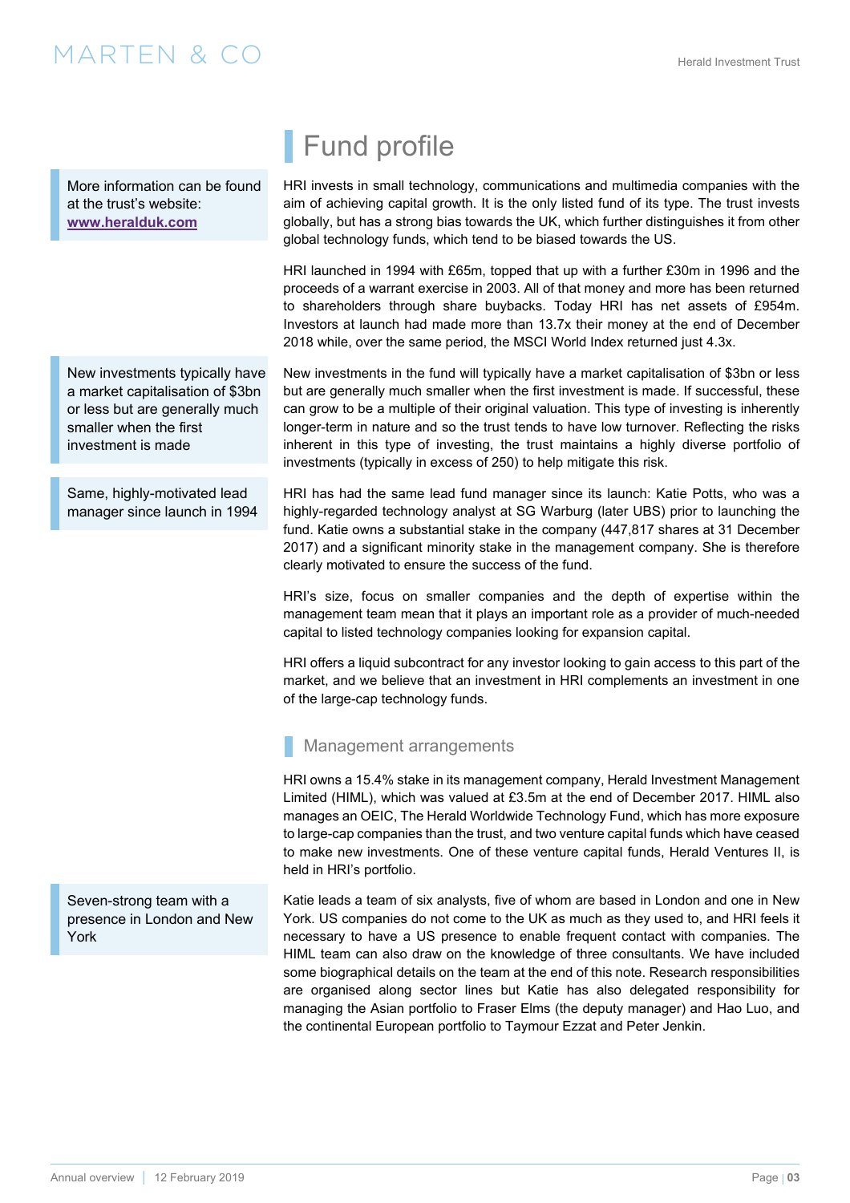# Fund profile

> More information can be found at the trust's website: **www.heralduk.com**

HRI invests in small technology, communications and multimedia companies with the aim of achieving capital growth. It is the only listed fund of its type. The trust invests globally, but has a strong bias towards the UK, which further distinguishes it from other global technology funds, which tend to be biased towards the US.

HRI launched in 1994 with £65m, topped that up with a further £30m in 1996 and the proceeds of a warrant exercise in 2003. All of that money and more has been returned to shareholders through share buybacks. Today HRI has net assets of £954m. Investors at launch had made more than 13.7x their money at the end of December 2018 while, over the same period, the MSCI World Index returned just 4.3x.

> New investments typically have a market capitalisation of $3bn or less but are generally much smaller when the first investment is made

New investments in the fund will typically have a market capitalisation of $3bn or less but are generally much smaller when the first investment is made. If successful, these can grow to be a multiple of their original valuation. This type of investing is inherently longer-term in nature and so the trust tends to have low turnover. Reflecting the risks inherent in this type of investing, the trust maintains a highly diverse portfolio of investments (typically in excess of 250) to help mitigate this risk.

> Same, highly-motivated lead manager since launch in 1994

HRI has had the same lead fund manager since its launch: Katie Potts, who was a highly-regarded technology analyst at SG Warburg (later UBS) prior to launching the fund. Katie owns a substantial stake in the company (447,817 shares at 31 December 2017) and a significant minority stake in the management company. She is therefore clearly motivated to ensure the success of the fund.

HRI's size, focus on smaller companies and the depth of expertise within the management team mean that it plays an important role as a provider of much-needed capital to listed technology companies looking for expansion capital.

HRI offers a liquid subcontract for any investor looking to gain access to this part of the market, and we believe that an investment in HRI complements an investment in one of the large-cap technology funds.

## Management arrangements

HRI owns a 15.4% stake in its management company, Herald Investment Management Limited (HIML), which was valued at £3.5m at the end of December 2017. HIML also manages an OEIC, The Herald Worldwide Technology Fund, which has more exposure to large-cap companies than the trust, and two venture capital funds which have ceased to make new investments. One of these venture capital funds, Herald Ventures II, is held in HRI's portfolio.

> Seven-strong team with a presence in London and New York

Katie leads a team of six analysts, five of whom are based in London and one in New York. US companies do not come to the UK as much as they used to, and HRI feels it necessary to have a US presence to enable frequent contact with companies. The HIML team can also draw on the knowledge of three consultants. We have included some biographical details on the team at the end of this note. Research responsibilities are organised along sector lines but Katie has also delegated responsibility for managing the Asian portfolio to Fraser Elms (the deputy manager) and Hao Luo, and the continental European portfolio to Taymour Ezzat and Peter Jenkin.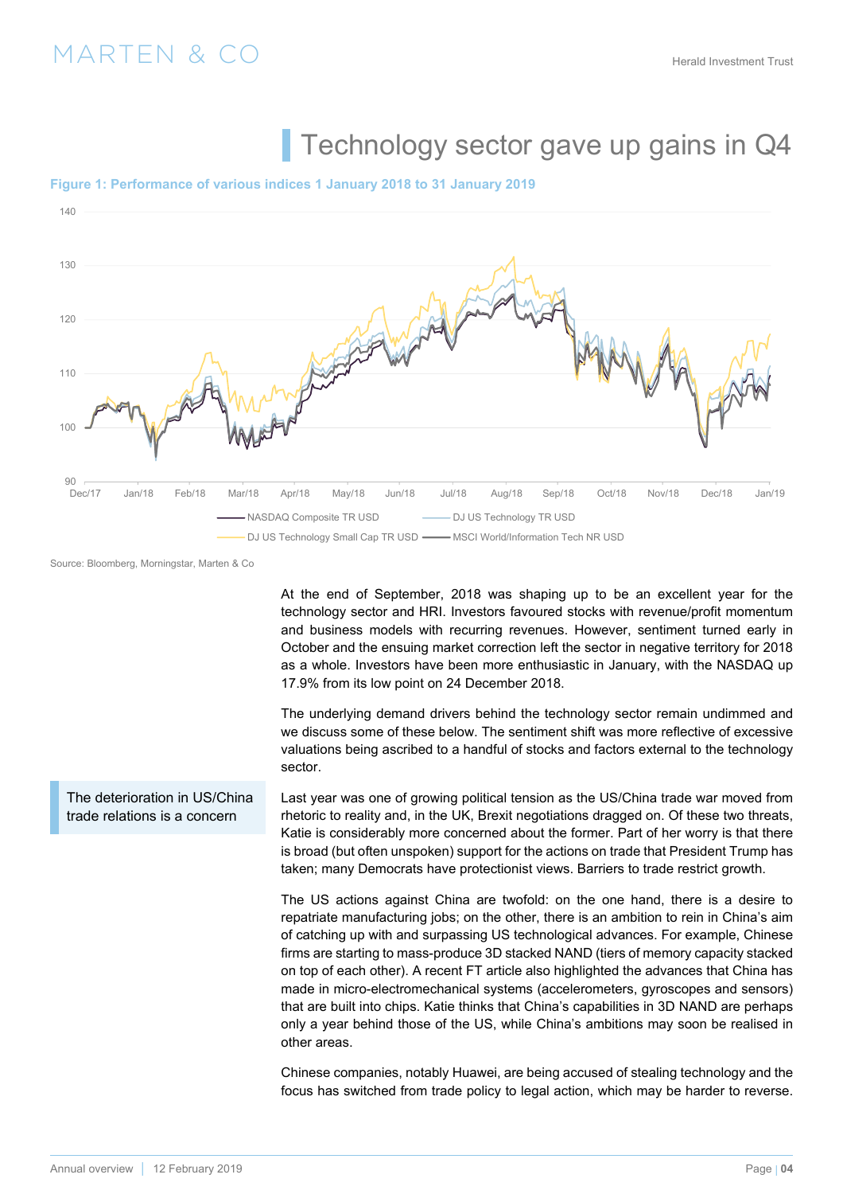# Technology sector gave up gains in Q4

**Figure 1: Performance of various indices 1 January 2018 to 31 January 2019**

Source: Bloomberg, Morningstar, Marten & Co

At the end of September, 2018 was shaping up to be an excellent year for the technology sector and HRI. Investors favoured stocks with revenue/profit momentum and business models with recurring revenues. However, sentiment turned early in October and the ensuing market correction left the sector in negative territory for 2018 as a whole. Investors have been more enthusiastic in January, with the NASDAQ up 17.9% from its low point on 24 December 2018.

The underlying demand drivers behind the technology sector remain undimmed and we discuss some of these below. The sentiment shift was more reflective of excessive valuations being ascribed to a handful of stocks and factors external to the technology sector.

> The deterioration in US/China trade relations is a concern

Last year was one of growing political tension as the US/China trade war moved from rhetoric to reality and, in the UK, Brexit negotiations dragged on. Of these two threats, Katie is considerably more concerned about the former. Part of her worry is that there is broad (but often unspoken) support for the actions on trade that President Trump has taken; many Democrats have protectionist views. Barriers to trade restrict growth.

The US actions against China are twofold: on the one hand, there is a desire to repatriate manufacturing jobs; on the other, there is an ambition to rein in China's aim of catching up with and surpassing US technological advances. For example, Chinese firms are starting to mass-produce 3D stacked NAND (tiers of memory capacity stacked on top of each other). A recent FT article also highlighted the advances that China has made in micro-electromechanical systems (accelerometers, gyroscopes and sensors) that are built into chips. Katie thinks that China's capabilities in 3D NAND are perhaps only a year behind those of the US, while China's ambitions may soon be realised in other areas.

Chinese companies, notably Huawei, are being accused of stealing technology and the focus has switched from trade policy to legal action, which may be harder to reverse.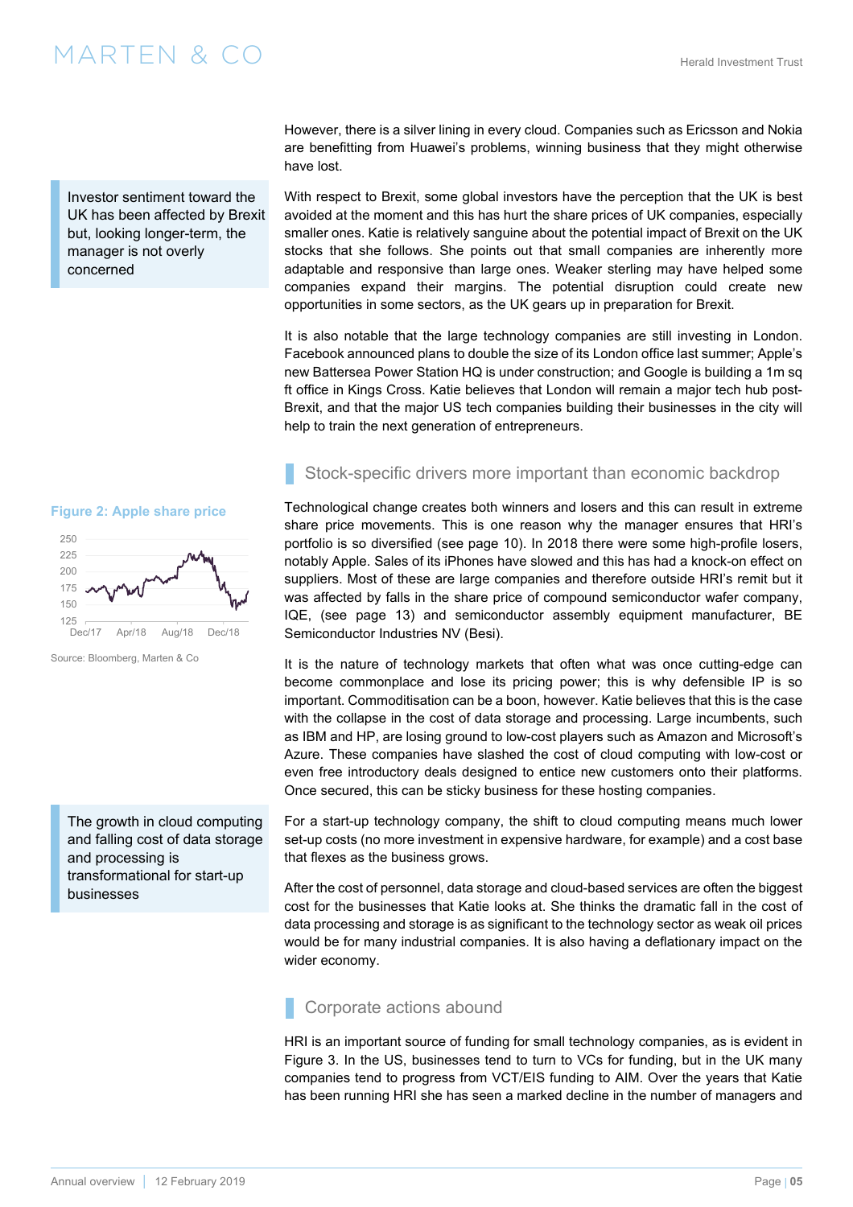However, there is a silver lining in every cloud. Companies such as Ericsson and Nokia are benefitting from Huawei's problems, winning business that they might otherwise have lost.

> Investor sentiment toward the UK has been affected by Brexit but, looking longer-term, the manager is not overly concerned

With respect to Brexit, some global investors have the perception that the UK is best avoided at the moment and this has hurt the share prices of UK companies, especially smaller ones. Katie is relatively sanguine about the potential impact of Brexit on the UK stocks that she follows. She points out that small companies are inherently more adaptable and responsive than large ones. Weaker sterling may have helped some companies expand their margins. The potential disruption could create new opportunities in some sectors, as the UK gears up in preparation for Brexit.

It is also notable that the large technology companies are still investing in London. Facebook announced plans to double the size of its London office last summer; Apple's new Battersea Power Station HQ is under construction; and Google is building a 1m sq ft office in Kings Cross. Katie believes that London will remain a major tech hub post-Brexit, and that the major US tech companies building their businesses in the city will help to train the next generation of entrepreneurs.

## Stock-specific drivers more important than economic backdrop

**Figure 2: Apple share price**

Source: Bloomberg, Marten & Co

Technological change creates both winners and losers and this can result in extreme share price movements. This is one reason why the manager ensures that HRI's portfolio is so diversified (see page 10). In 2018 there were some high-profile losers, notably Apple. Sales of its iPhones have slowed and this has had a knock-on effect on suppliers. Most of these are large companies and therefore outside HRI's remit but it was affected by falls in the share price of compound semiconductor wafer company, IQE, (see page 13) and semiconductor assembly equipment manufacturer, BE Semiconductor Industries NV (Besi).

It is the nature of technology markets that often what was once cutting-edge can become commonplace and lose its pricing power; this is why defensible IP is so important. Commoditisation can be a boon, however. Katie believes that this is the case with the collapse in the cost of data storage and processing. Large incumbents, such as IBM and HP, are losing ground to low-cost players such as Amazon and Microsoft's Azure. These companies have slashed the cost of cloud computing with low-cost or even free introductory deals designed to entice new customers onto their platforms. Once secured, this can be sticky business for these hosting companies.

> The growth in cloud computing and falling cost of data storage and processing is transformational for start-up businesses

For a start-up technology company, the shift to cloud computing means much lower set-up costs (no more investment in expensive hardware, for example) and a cost base that flexes as the business grows.

After the cost of personnel, data storage and cloud-based services are often the biggest cost for the businesses that Katie looks at. She thinks the dramatic fall in the cost of data processing and storage is as significant to the technology sector as weak oil prices would be for many industrial companies. It is also having a deflationary impact on the wider economy.

## Corporate actions abound

HRI is an important source of funding for small technology companies, as is evident in Figure 3. In the US, businesses tend to turn to VCs for funding, but in the UK many companies tend to progress from VCT/EIS funding to AIM. Over the years that Katie has been running HRI she has seen a marked decline in the number of managers and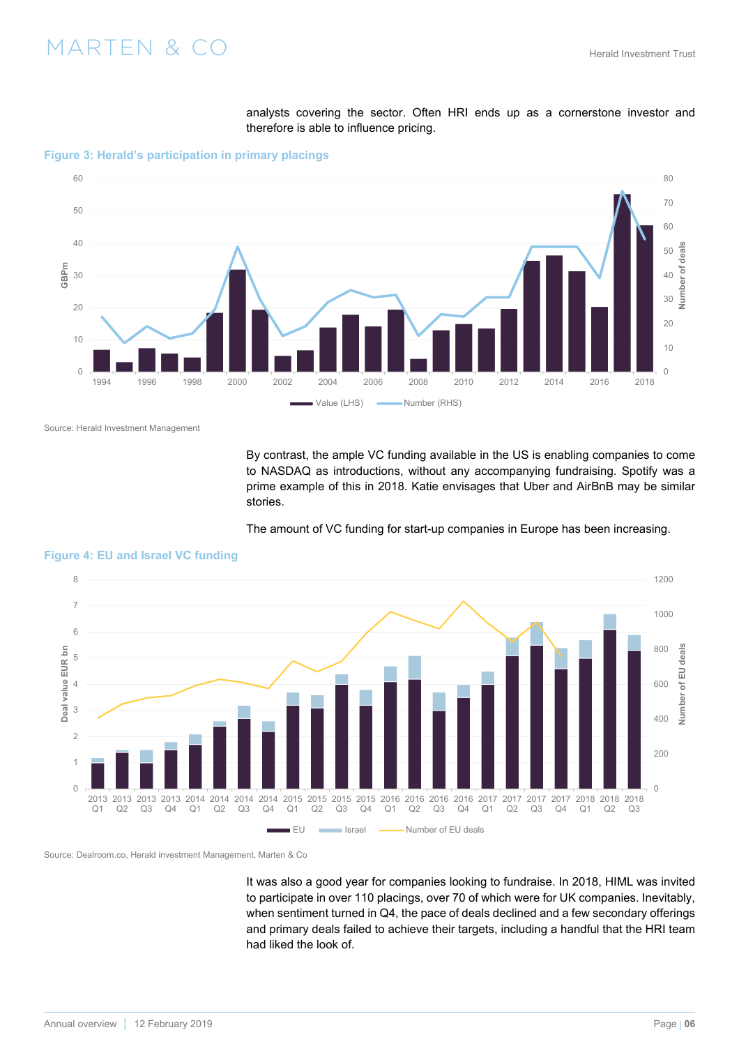analysts covering the sector. Often HRI ends up as a cornerstone investor and therefore is able to influence pricing.

**Figure 3: Herald's participation in primary placings**

Source: Herald Investment Management

By contrast, the ample VC funding available in the US is enabling companies to come to NASDAQ as introductions, without any accompanying fundraising. Spotify was a prime example of this in 2018. Katie envisages that Uber and AirBnB may be similar stories.

The amount of VC funding for start-up companies in Europe has been increasing.

**Figure 4: EU and Israel VC funding**

Source: Dealroom.co, Herald investment Management, Marten & Co

It was also a good year for companies looking to fundraise. In 2018, HIML was invited to participate in over 110 placings, over 70 of which were for UK companies. Inevitably, when sentiment turned in Q4, the pace of deals declined and a few secondary offerings and primary deals failed to achieve their targets, including a handful that the HRI team had liked the look of.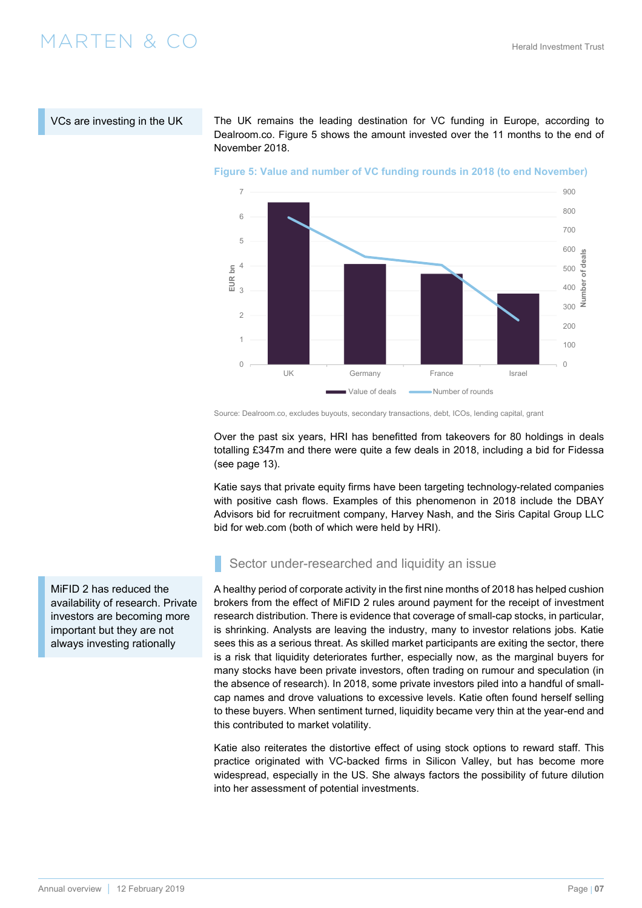VCs are investing in the UK

The UK remains the leading destination for VC funding in Europe, according to Dealroom.co. Figure 5 shows the amount invested over the 11 months to the end of November 2018.

**Figure 5: Value and number of VC funding rounds in 2018 (to end November)**

Source: Dealroom.co, excludes buyouts, secondary transactions, debt, ICOs, lending capital, grant

Over the past six years, HRI has benefitted from takeovers for 80 holdings in deals totalling £347m and there were quite a few deals in 2018, including a bid for Fidessa (see page 13).

Katie says that private equity firms have been targeting technology-related companies with positive cash flows. Examples of this phenomenon in 2018 include the DBAY Advisors bid for recruitment company, Harvey Nash, and the Siris Capital Group LLC bid for web.com (both of which were held by HRI).

## Sector under-researched and liquidity an issue

MiFID 2 has reduced the availability of research. Private investors are becoming more important but they are not always investing rationally

A healthy period of corporate activity in the first nine months of 2018 has helped cushion brokers from the effect of MiFID 2 rules around payment for the receipt of investment research distribution. There is evidence that coverage of small-cap stocks, in particular, is shrinking. Analysts are leaving the industry, many to investor relations jobs. Katie sees this as a serious threat. As skilled market participants are exiting the sector, there is a risk that liquidity deteriorates further, especially now, as the marginal buyers for many stocks have been private investors, often trading on rumour and speculation (in the absence of research). In 2018, some private investors piled into a handful of small-cap names and drove valuations to excessive levels. Katie often found herself selling to these buyers. When sentiment turned, liquidity became very thin at the year-end and this contributed to market volatility.

Katie also reiterates the distortive effect of using stock options to reward staff. This practice originated with VC-backed firms in Silicon Valley, but has become more widespread, especially in the US. She always factors the possibility of future dilution into her assessment of potential investments.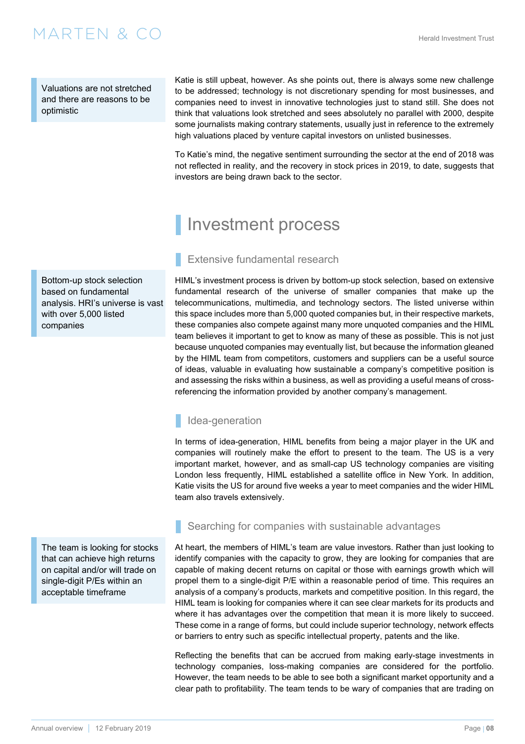Valuations are not stretched and there are reasons to be optimistic

Katie is still upbeat, however. As she points out, there is always some new challenge to be addressed; technology is not discretionary spending for most businesses, and companies need to invest in innovative technologies just to stand still. She does not think that valuations look stretched and sees absolutely no parallel with 2000, despite some journalists making contrary statements, usually just in reference to the extremely high valuations placed by venture capital investors on unlisted businesses.

To Katie's mind, the negative sentiment surrounding the sector at the end of 2018 was not reflected in reality, and the recovery in stock prices in 2019, to date, suggests that investors are being drawn back to the sector.

# Investment process

## Extensive fundamental research

Bottom-up stock selection based on fundamental analysis. HRI's universe is vast with over 5,000 listed companies

HIML's investment process is driven by bottom-up stock selection, based on extensive fundamental research of the universe of smaller companies that make up the telecommunications, multimedia, and technology sectors. The listed universe within this space includes more than 5,000 quoted companies but, in their respective markets, these companies also compete against many more unquoted companies and the HIML team believes it important to get to know as many of these as possible. This is not just because unquoted companies may eventually list, but because the information gleaned by the HIML team from competitors, customers and suppliers can be a useful source of ideas, valuable in evaluating how sustainable a company's competitive position is and assessing the risks within a business, as well as providing a useful means of cross-referencing the information provided by another company's management.

## Idea-generation

In terms of idea-generation, HIML benefits from being a major player in the UK and companies will routinely make the effort to present to the team. The US is a very important market, however, and as small-cap US technology companies are visiting London less frequently, HIML established a satellite office in New York. In addition, Katie visits the US for around five weeks a year to meet companies and the wider HIML team also travels extensively.

## Searching for companies with sustainable advantages

The team is looking for stocks that can achieve high returns on capital and/or will trade on single-digit P/Es within an acceptable timeframe

At heart, the members of HIML's team are value investors. Rather than just looking to identify companies with the capacity to grow, they are looking for companies that are capable of making decent returns on capital or those with earnings growth which will propel them to a single-digit P/E within a reasonable period of time. This requires an analysis of a company's products, markets and competitive position. In this regard, the HIML team is looking for companies where it can see clear markets for its products and where it has advantages over the competition that mean it is more likely to succeed. These come in a range of forms, but could include superior technology, network effects or barriers to entry such as specific intellectual property, patents and the like.

Reflecting the benefits that can be accrued from making early-stage investments in technology companies, loss-making companies are considered for the portfolio. However, the team needs to be able to see both a significant market opportunity and a clear path to profitability. The team tends to be wary of companies that are trading on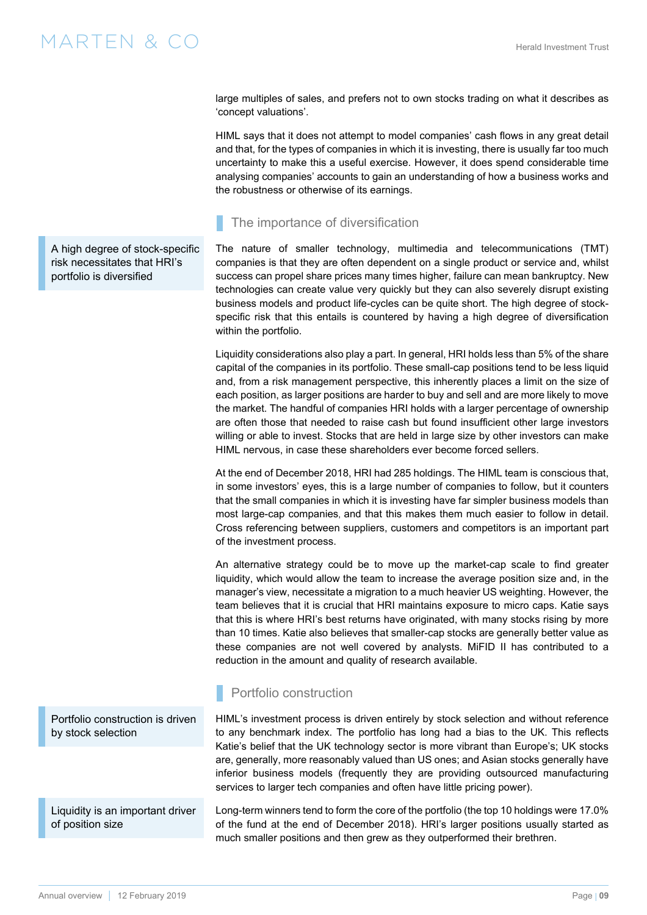large multiples of sales, and prefers not to own stocks trading on what it describes as 'concept valuations'.

HIML says that it does not attempt to model companies' cash flows in any great detail and that, for the types of companies in which it is investing, there is usually far too much uncertainty to make this a useful exercise. However, it does spend considerable time analysing companies' accounts to gain an understanding of how a business works and the robustness or otherwise of its earnings.

## The importance of diversification

A high degree of stock-specific risk necessitates that HRI's portfolio is diversified

The nature of smaller technology, multimedia and telecommunications (TMT) companies is that they are often dependent on a single product or service and, whilst success can propel share prices many times higher, failure can mean bankruptcy. New technologies can create value very quickly but they can also severely disrupt existing business models and product life-cycles can be quite short. The high degree of stock-specific risk that this entails is countered by having a high degree of diversification within the portfolio.

Liquidity considerations also play a part. In general, HRI holds less than 5% of the share capital of the companies in its portfolio. These small-cap positions tend to be less liquid and, from a risk management perspective, this inherently places a limit on the size of each position, as larger positions are harder to buy and sell and are more likely to move the market. The handful of companies HRI holds with a larger percentage of ownership are often those that needed to raise cash but found insufficient other large investors willing or able to invest. Stocks that are held in large size by other investors can make HIML nervous, in case these shareholders ever become forced sellers.

At the end of December 2018, HRI had 285 holdings. The HIML team is conscious that, in some investors' eyes, this is a large number of companies to follow, but it counters that the small companies in which it is investing have far simpler business models than most large-cap companies, and that this makes them much easier to follow in detail. Cross referencing between suppliers, customers and competitors is an important part of the investment process.

An alternative strategy could be to move up the market-cap scale to find greater liquidity, which would allow the team to increase the average position size and, in the manager's view, necessitate a migration to a much heavier US weighting. However, the team believes that it is crucial that HRI maintains exposure to micro caps. Katie says that this is where HRI's best returns have originated, with many stocks rising by more than 10 times. Katie also believes that smaller-cap stocks are generally better value as these companies are not well covered by analysts. MiFID II has contributed to a reduction in the amount and quality of research available.

## Portfolio construction

Portfolio construction is driven by stock selection

HIML's investment process is driven entirely by stock selection and without reference to any benchmark index. The portfolio has long had a bias to the UK. This reflects Katie's belief that the UK technology sector is more vibrant than Europe's; UK stocks are, generally, more reasonably valued than US ones; and Asian stocks generally have inferior business models (frequently they are providing outsourced manufacturing services to larger tech companies and often have little pricing power).

Liquidity is an important driver of position size

Long-term winners tend to form the core of the portfolio (the top 10 holdings were 17.0% of the fund at the end of December 2018). HRI's larger positions usually started as much smaller positions and then grew as they outperformed their brethren.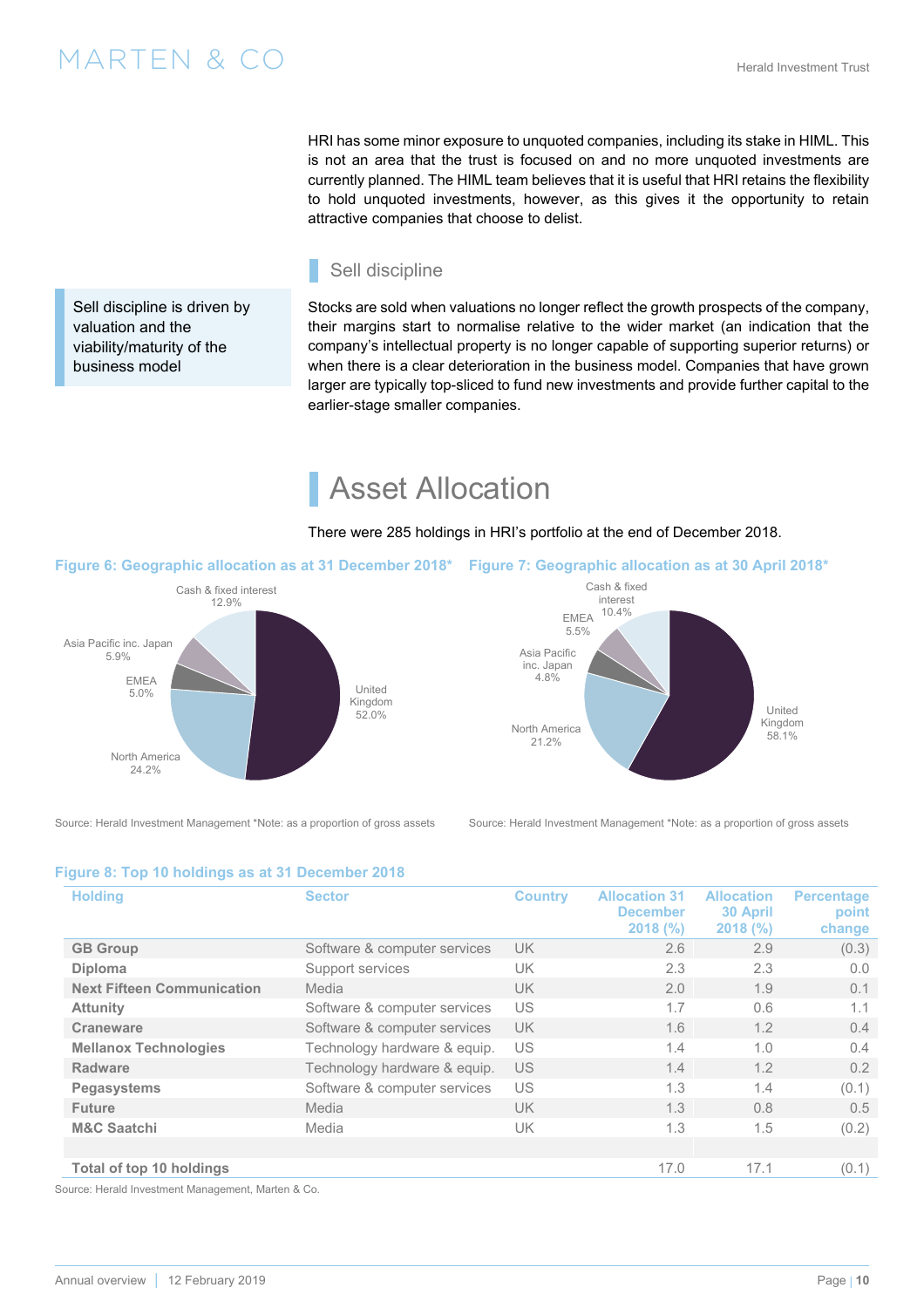HRI has some minor exposure to unquoted companies, including its stake in HIML. This is not an area that the trust is focused on and no more unquoted investments are currently planned. The HIML team believes that it is useful that HRI retains the flexibility to hold unquoted investments, however, as this gives it the opportunity to retain attractive companies that choose to delist.

## Sell discipline

Sell discipline is driven by valuation and the viability/maturity of the business model

Stocks are sold when valuations no longer reflect the growth prospects of the company, their margins start to normalise relative to the wider market (an indication that the company's intellectual property is no longer capable of supporting superior returns) or when there is a clear deterioration in the business model. Companies that have grown larger are typically top-sliced to fund new investments and provide further capital to the earlier-stage smaller companies.

# Asset Allocation

There were 285 holdings in HRI's portfolio at the end of December 2018.

**Figure 6: Geographic allocation as at 31 December 2018***

| Region | Allocation |
|---|---|
| United Kingdom | 52.0% |
| North America | 24.2% |
| EMEA | 5.0% |
| Asia Pacific inc. Japan | 5.9% |
| Cash & fixed interest | 12.9% |

Source: Herald Investment Management *Note: as a proportion of gross assets

**Figure 7: Geographic allocation as at 30 April 2018***

| Region | Allocation |
|---|---|
| United Kingdom | 58.1% |
| North America | 21.2% |
| Asia Pacific inc. Japan | 4.8% |
| EMEA | 5.5% |
| Cash & fixed interest | 10.4% |

Source: Herald Investment Management *Note: as a proportion of gross assets

**Figure 8: Top 10 holdings as at 31 December 2018**

| Holding | Sector | Country | Allocation 31 December 2018 (%) | Allocation 30 April 2018 (%) | Percentage point change |
|---|---|---|---|---|---|
| GB Group | Software & computer services | UK | 2.6 | 2.9 | (0.3) |
| Diploma | Support services | UK | 2.3 | 2.3 | 0.0 |
| Next Fifteen Communication | Media | UK | 2.0 | 1.9 | 0.1 |
| Attunity | Software & computer services | US | 1.7 | 0.6 | 1.1 |
| Craneware | Software & computer services | UK | 1.6 | 1.2 | 0.4 |
| Mellanox Technologies | Technology hardware & equip. | US | 1.4 | 1.0 | 0.4 |
| Radware | Technology hardware & equip. | US | 1.4 | 1.2 | 0.2 |
| Pegasystems | Software & computer services | US | 1.3 | 1.4 | (0.1) |
| Future | Media | UK | 1.3 | 0.8 | 0.5 |
| M&C Saatchi | Media | UK | 1.3 | 1.5 | (0.2) |
| | | | | | |
| **Total of top 10 holdings** | | | 17.0 | 17.1 | (0.1) |

Source: Herald Investment Management, Marten & Co.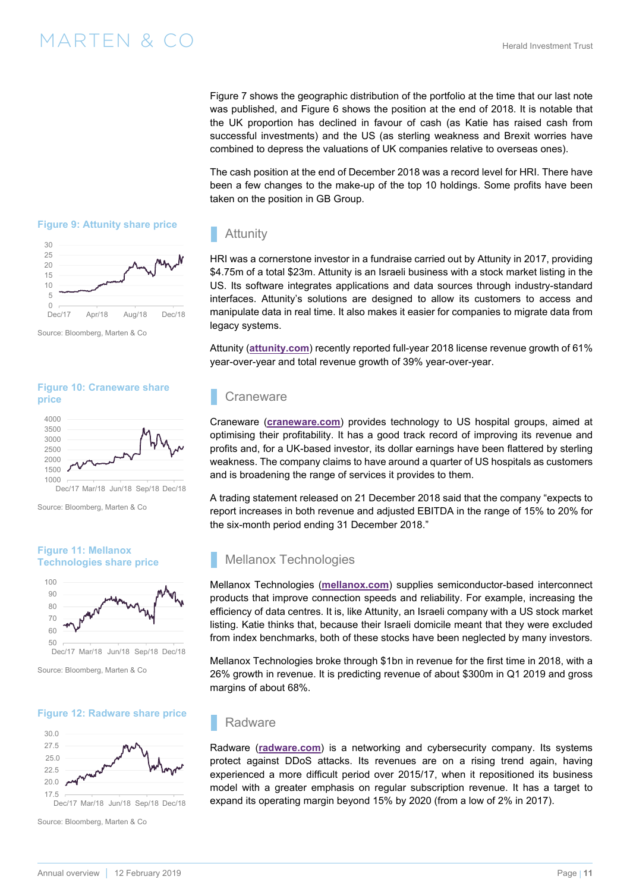Figure 7 shows the geographic distribution of the portfolio at the time that our last note was published, and Figure 6 shows the position at the end of 2018. It is notable that the UK proportion has declined in favour of cash (as Katie has raised cash from successful investments) and the US (as sterling weakness and Brexit worries have combined to depress the valuations of UK companies relative to overseas ones).

The cash position at the end of December 2018 was a record level for HRI. There have been a few changes to the make-up of the top 10 holdings. Some profits have been taken on the position in GB Group.

## Attunity

**Figure 9: Attunity share price**

Source: Bloomberg, Marten & Co

HRI was a cornerstone investor in a fundraise carried out by Attunity in 2017, providing \$4.75m of a total \$23m. Attunity is an Israeli business with a stock market listing in the US. Its software integrates applications and data sources through industry-standard interfaces. Attunity's solutions are designed to allow its customers to access and manipulate data in real time. It also makes it easier for companies to migrate data from legacy systems.

Attunity (**attunity.com**) recently reported full-year 2018 license revenue growth of 61% year-over-year and total revenue growth of 39% year-over-year.

## Craneware

**Figure 10: Craneware share price**

Source: Bloomberg, Marten & Co

Craneware (**craneware.com**) provides technology to US hospital groups, aimed at optimising their profitability. It has a good track record of improving its revenue and profits and, for a UK-based investor, its dollar earnings have been flattered by sterling weakness. The company claims to have around a quarter of US hospitals as customers and is broadening the range of services it provides to them.

A trading statement released on 21 December 2018 said that the company "expects to report increases in both revenue and adjusted EBITDA in the range of 15% to 20% for the six-month period ending 31 December 2018."

## Mellanox Technologies

**Figure 11: Mellanox Technologies share price**

Source: Bloomberg, Marten & Co

Mellanox Technologies (**mellanox.com**) supplies semiconductor-based interconnect products that improve connection speeds and reliability. For example, increasing the efficiency of data centres. It is, like Attunity, an Israeli company with a US stock market listing. Katie thinks that, because their Israeli domicile meant that they were excluded from index benchmarks, both of these stocks have been neglected by many investors.

Mellanox Technologies broke through \$1bn in revenue for the first time in 2018, with a 26% growth in revenue. It is predicting revenue of about \$300m in Q1 2019 and gross margins of about 68%.

## Radware

**Figure 12: Radware share price**

Source: Bloomberg, Marten & Co

Radware (**radware.com**) is a networking and cybersecurity company. Its systems protect against DDoS attacks. Its revenues are on a rising trend again, having experienced a more difficult period over 2015/17, when it repositioned its business model with a greater emphasis on regular subscription revenue. It has a target to expand its operating margin beyond 15% by 2020 (from a low of 2% in 2017).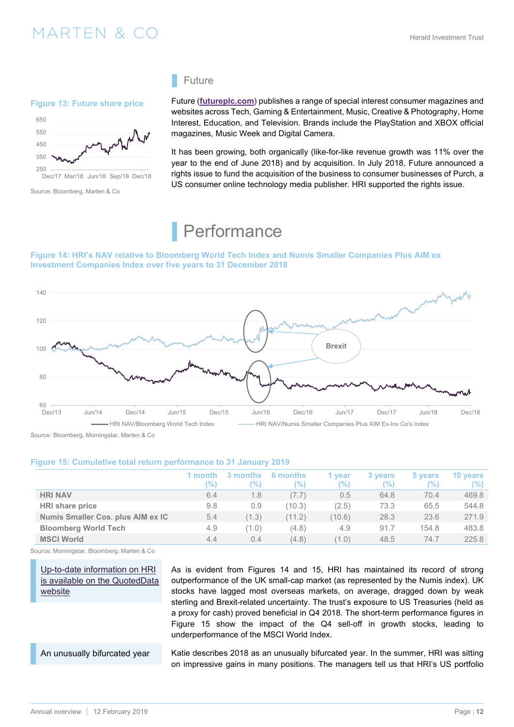## Future

**Figure 13: Future share price**

Source: Bloomberg, Marten & Co

Future (**futureplc.com**) publishes a range of special interest consumer magazines and websites across Tech, Gaming & Entertainment, Music, Creative & Photography, Home Interest, Education, and Television. Brands include the PlayStation and XBOX official magazines, Music Week and Digital Camera.

It has been growing, both organically (like-for-like revenue growth was 11% over the year to the end of June 2018) and by acquisition. In July 2018, Future announced a rights issue to fund the acquisition of the business to consumer businesses of Purch, a US consumer online technology media publisher. HRI supported the rights issue.

# Performance

**Figure 14: HRI's NAV relative to Bloomberg World Tech Index and Numis Smaller Companies Plus AIM ex Investment Companies Index over five years to 31 December 2018**

Source: Bloomberg, Morningstar, Marten & Co

**Figure 15: Cumulative total return performance to 31 January 2019**

| | 1 month (%) | 3 months (%) | 6 months (%) | 1 year (%) | 3 years (%) | 5 years (%) | 10 years (%) |
|---|---|---|---|---|---|---|---|
| **HRI NAV** | 6.4 | 1.8 | (7.7) | 0.5 | 64.8 | 70.4 | 469.8 |
| **HRI share price** | 9.8 | 0.9 | (10.3) | (2.5) | 73.3 | 65.5 | 544.8 |
| **Numis Smaller Cos. plus AIM ex IC** | 5.4 | (1.3) | (11.2) | (10.6) | 28.3 | 23.6 | 271.9 |
| **Bloomberg World Tech** | 4.9 | (1.0) | (4.8) | 4.9 | 91.7 | 154.8 | 483.8 |
| **MSCI World** | 4.4 | 0.4 | (4.8) | (1.0) | 48.5 | 74.7 | 225.8 |

Source: Morningstar, Bloomberg, Marten & Co

Up-to-date information on HRI is available on the QuotedData website

As is evident from Figures 14 and 15, HRI has maintained its record of strong outperformance of the UK small-cap market (as represented by the Numis index). UK stocks have lagged most overseas markets, on average, dragged down by weak sterling and Brexit-related uncertainty. The trust's exposure to US Treasuries (held as a proxy for cash) proved beneficial in Q4 2018. The short-term performance figures in Figure 15 show the impact of the Q4 sell-off in growth stocks, leading to underperformance of the MSCI World Index.

An unusually bifurcated year

Katie describes 2018 as an unusually bifurcated year. In the summer, HRI was sitting on impressive gains in many positions. The managers tell us that HRI's US portfolio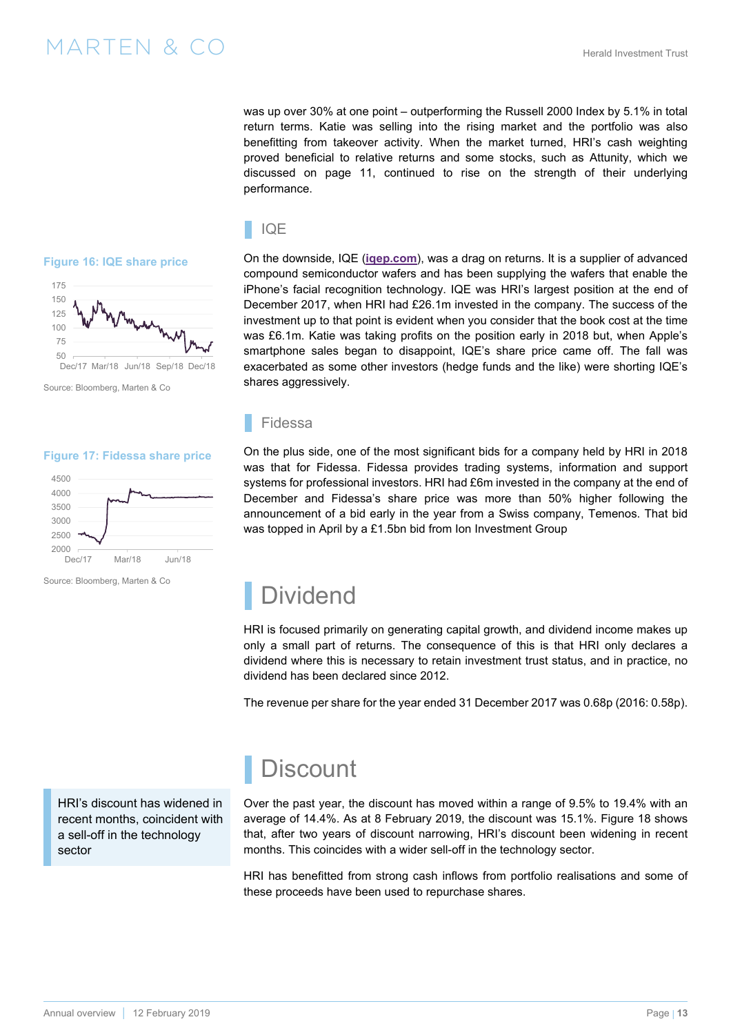was up over 30% at one point – outperforming the Russell 2000 Index by 5.1% in total return terms. Katie was selling into the rising market and the portfolio was also benefitting from takeover activity. When the market turned, HRI's cash weighting proved beneficial to relative returns and some stocks, such as Attunity, which we discussed on page 11, continued to rise on the strength of their underlying performance.

## IQE

**Figure 16: IQE share price**

Source: Bloomberg, Marten & Co

On the downside, IQE (**iqep.com**), was a drag on returns. It is a supplier of advanced compound semiconductor wafers and has been supplying the wafers that enable the iPhone's facial recognition technology. IQE was HRI's largest position at the end of December 2017, when HRI had £26.1m invested in the company. The success of the investment up to that point is evident when you consider that the book cost at the time was £6.1m. Katie was taking profits on the position early in 2018 but, when Apple's smartphone sales began to disappoint, IQE's share price came off. The fall was exacerbated as some other investors (hedge funds and the like) were shorting IQE's shares aggressively.

## Fidessa

**Figure 17: Fidessa share price**

Source: Bloomberg, Marten & Co

On the plus side, one of the most significant bids for a company held by HRI in 2018 was that for Fidessa. Fidessa provides trading systems, information and support systems for professional investors. HRI had £6m invested in the company at the end of December and Fidessa's share price was more than 50% higher following the announcement of a bid early in the year from a Swiss company, Temenos. That bid was topped in April by a £1.5bn bid from Ion Investment Group

# Dividend

HRI is focused primarily on generating capital growth, and dividend income makes up only a small part of returns. The consequence of this is that HRI only declares a dividend where this is necessary to retain investment trust status, and in practice, no dividend has been declared since 2012.

The revenue per share for the year ended 31 December 2017 was 0.68p (2016: 0.58p).

# Discount

HRI's discount has widened in recent months, coincident with a sell-off in the technology sector

Over the past year, the discount has moved within a range of 9.5% to 19.4% with an average of 14.4%. As at 8 February 2019, the discount was 15.1%. Figure 18 shows that, after two years of discount narrowing, HRI's discount been widening in recent months. This coincides with a wider sell-off in the technology sector.

HRI has benefitted from strong cash inflows from portfolio realisations and some of these proceeds have been used to repurchase shares.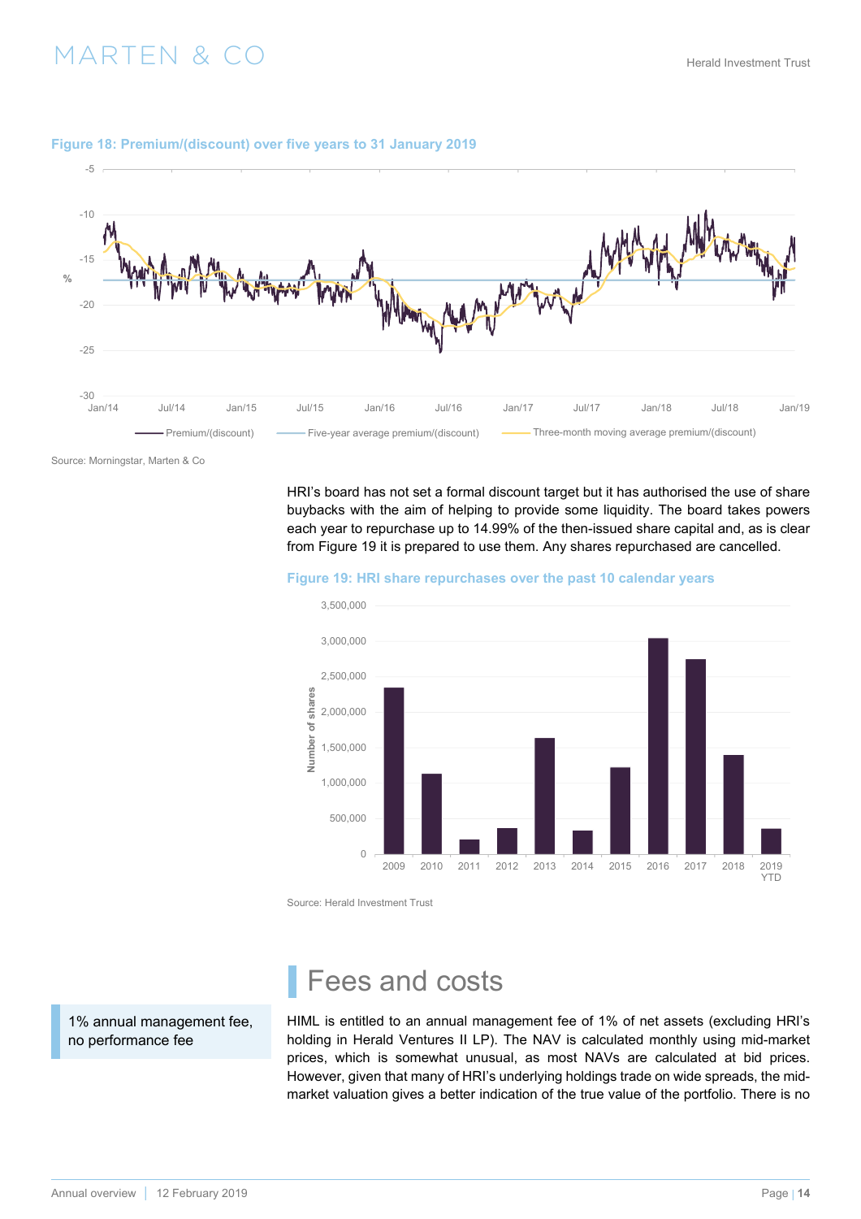**Figure 18: Premium/(discount) over five years to 31 January 2019**

Source: Morningstar, Marten & Co

HRI's board has not set a formal discount target but it has authorised the use of share buybacks with the aim of helping to provide some liquidity. The board takes powers each year to repurchase up to 14.99% of the then-issued share capital and, as is clear from Figure 19 it is prepared to use them. Any shares repurchased are cancelled.

**Figure 19: HRI share repurchases over the past 10 calendar years**

Source: Herald Investment Trust

## Fees and costs

1% annual management fee, no performance fee

HIML is entitled to an annual management fee of 1% of net assets (excluding HRI's holding in Herald Ventures II LP). The NAV is calculated monthly using mid-market prices, which is somewhat unusual, as most NAVs are calculated at bid prices. However, given that many of HRI's underlying holdings trade on wide spreads, the mid-market valuation gives a better indication of the true value of the portfolio. There is no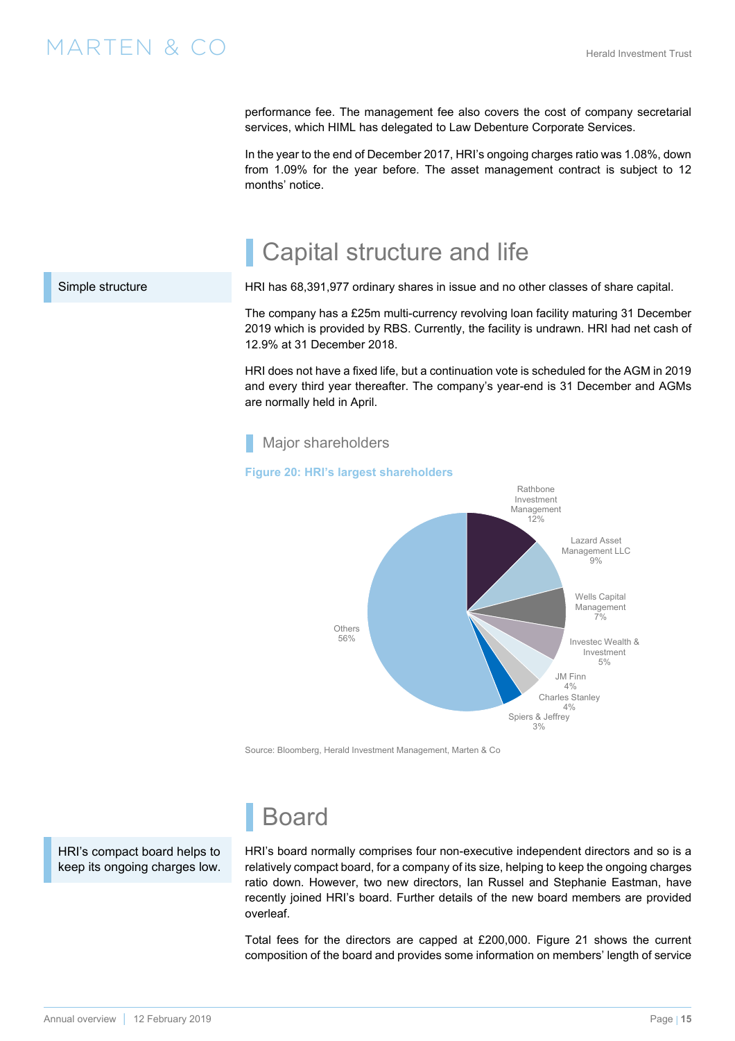performance fee. The management fee also covers the cost of company secretarial services, which HIML has delegated to Law Debenture Corporate Services.

In the year to the end of December 2017, HRI's ongoing charges ratio was 1.08%, down from 1.09% for the year before. The asset management contract is subject to 12 months' notice.

## Capital structure and life

Simple structure

HRI has 68,391,977 ordinary shares in issue and no other classes of share capital.

The company has a £25m multi-currency revolving loan facility maturing 31 December 2019 which is provided by RBS. Currently, the facility is undrawn. HRI had net cash of 12.9% at 31 December 2018.

HRI does not have a fixed life, but a continuation vote is scheduled for the AGM in 2019 and every third year thereafter. The company's year-end is 31 December and AGMs are normally held in April.

### Major shareholders

**Figure 20: HRI's largest shareholders**

| Shareholder | % |
|---|---|
| Rathbone Investment Management | 12% |
| Lazard Asset Management LLC | 9% |
| Wells Capital Management | 7% |
| Investec Wealth & Investment | 5% |
| JM Finn | 4% |
| Charles Stanley | 4% |
| Spiers & Jeffrey | 3% |
| Others | 56% |

Source: Bloomberg, Herald Investment Management, Marten & Co

## Board

HRI's compact board helps to keep its ongoing charges low.

HRI's board normally comprises four non-executive independent directors and so is a relatively compact board, for a company of its size, helping to keep the ongoing charges ratio down. However, two new directors, Ian Russel and Stephanie Eastman, have recently joined HRI's board. Further details of the new board members are provided overleaf.

Total fees for the directors are capped at £200,000. Figure 21 shows the current composition of the board and provides some information on members' length of service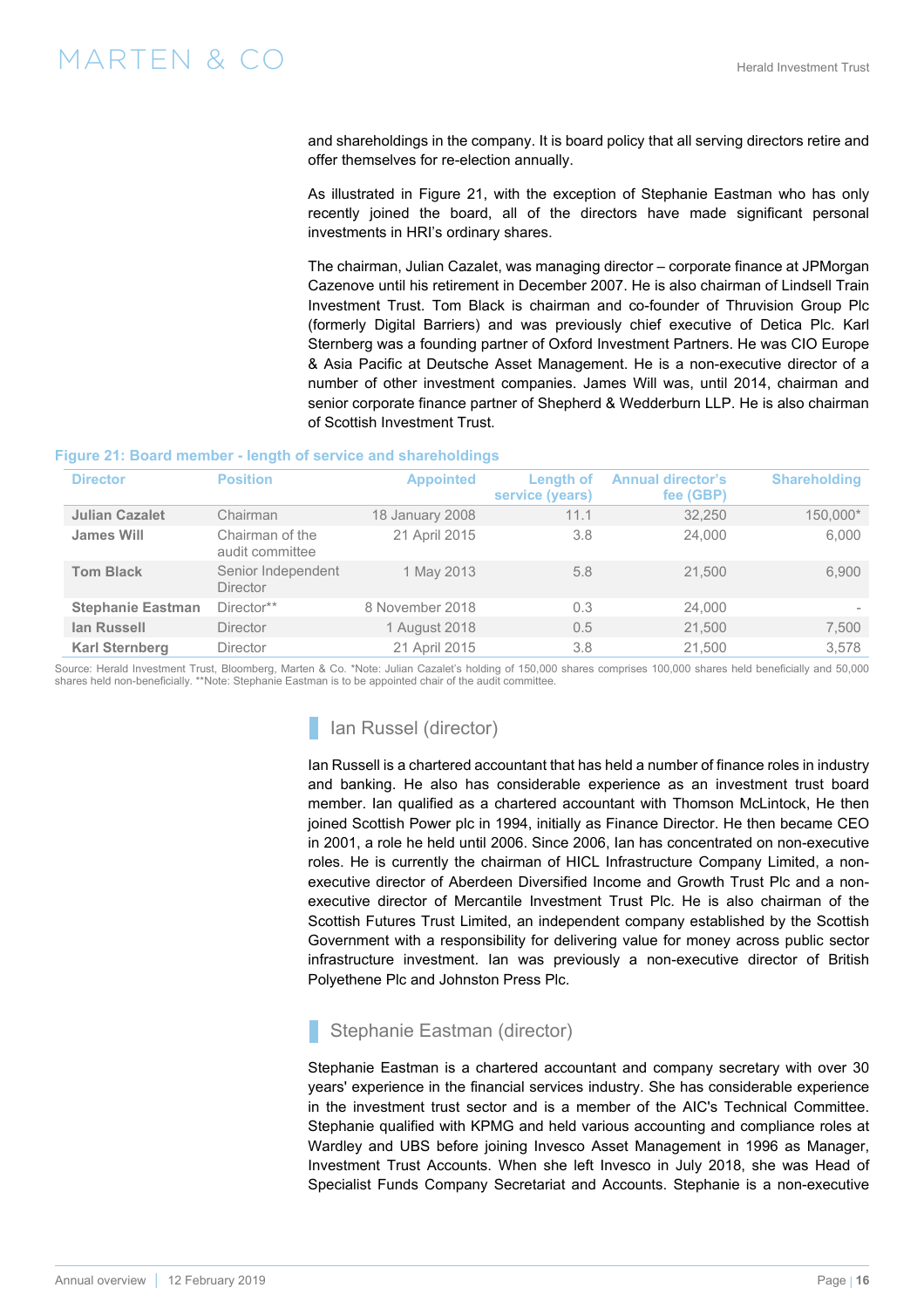and shareholdings in the company. It is board policy that all serving directors retire and offer themselves for re-election annually.

As illustrated in Figure 21, with the exception of Stephanie Eastman who has only recently joined the board, all of the directors have made significant personal investments in HRI's ordinary shares.

The chairman, Julian Cazalet, was managing director – corporate finance at JPMorgan Cazenove until his retirement in December 2007. He is also chairman of Lindsell Train Investment Trust. Tom Black is chairman and co-founder of Thruvision Group Plc (formerly Digital Barriers) and was previously chief executive of Detica Plc. Karl Sternberg was a founding partner of Oxford Investment Partners. He was CIO Europe & Asia Pacific at Deutsche Asset Management. He is a non-executive director of a number of other investment companies. James Will was, until 2014, chairman and senior corporate finance partner of Shepherd & Wedderburn LLP. He is also chairman of Scottish Investment Trust.

**Figure 21: Board member - length of service and shareholdings**

| Director | Position | Appointed | Length of service (years) | Annual director's fee (GBP) | Shareholding |
|---|---|---|---|---|---|
| Julian Cazalet | Chairman | 18 January 2008 | 11.1 | 32,250 | 150,000* |
| James Will | Chairman of the audit committee | 21 April 2015 | 3.8 | 24,000 | 6,000 |
| Tom Black | Senior Independent Director | 1 May 2013 | 5.8 | 21,500 | 6,900 |
| Stephanie Eastman | Director** | 8 November 2018 | 0.3 | 24,000 | - |
| Ian Russell | Director | 1 August 2018 | 0.5 | 21,500 | 7,500 |
| Karl Sternberg | Director | 21 April 2015 | 3.8 | 21,500 | 3,578 |

Source: Herald Investment Trust, Bloomberg, Marten & Co. *Note: Julian Cazalet's holding of 150,000 shares comprises 100,000 shares held beneficially and 50,000 shares held non-beneficially. **Note: Stephanie Eastman is to be appointed chair of the audit committee.

## Ian Russel (director)

Ian Russell is a chartered accountant that has held a number of finance roles in industry and banking. He also has considerable experience as an investment trust board member. Ian qualified as a chartered accountant with Thomson McLintock, He then joined Scottish Power plc in 1994, initially as Finance Director. He then became CEO in 2001, a role he held until 2006. Since 2006, Ian has concentrated on non-executive roles. He is currently the chairman of HICL Infrastructure Company Limited, a non-executive director of Aberdeen Diversified Income and Growth Trust Plc and a non-executive director of Mercantile Investment Trust Plc. He is also chairman of the Scottish Futures Trust Limited, an independent company established by the Scottish Government with a responsibility for delivering value for money across public sector infrastructure investment. Ian was previously a non-executive director of British Polyethene Plc and Johnston Press Plc.

## Stephanie Eastman (director)

Stephanie Eastman is a chartered accountant and company secretary with over 30 years' experience in the financial services industry. She has considerable experience in the investment trust sector and is a member of the AIC's Technical Committee. Stephanie qualified with KPMG and held various accounting and compliance roles at Wardley and UBS before joining Invesco Asset Management in 1996 as Manager, Investment Trust Accounts. When she left Invesco in July 2018, she was Head of Specialist Funds Company Secretariat and Accounts. Stephanie is a non-executive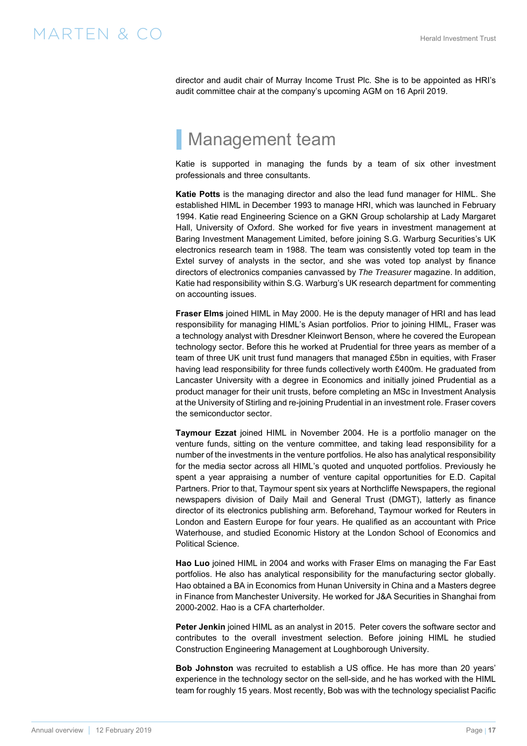director and audit chair of Murray Income Trust Plc. She is to be appointed as HRI's audit committee chair at the company's upcoming AGM on 16 April 2019.

## Management team

Katie is supported in managing the funds by a team of six other investment professionals and three consultants.

**Katie Potts** is the managing director and also the lead fund manager for HIML. She established HIML in December 1993 to manage HRI, which was launched in February 1994. Katie read Engineering Science on a GKN Group scholarship at Lady Margaret Hall, University of Oxford. She worked for five years in investment management at Baring Investment Management Limited, before joining S.G. Warburg Securities's UK electronics research team in 1988. The team was consistently voted top team in the Extel survey of analysts in the sector, and she was voted top analyst by finance directors of electronics companies canvassed by *The Treasurer* magazine. In addition, Katie had responsibility within S.G. Warburg's UK research department for commenting on accounting issues.

**Fraser Elms** joined HIML in May 2000. He is the deputy manager of HRI and has lead responsibility for managing HIML's Asian portfolios. Prior to joining HIML, Fraser was a technology analyst with Dresdner Kleinwort Benson, where he covered the European technology sector. Before this he worked at Prudential for three years as member of a team of three UK unit trust fund managers that managed £5bn in equities, with Fraser having lead responsibility for three funds collectively worth £400m. He graduated from Lancaster University with a degree in Economics and initially joined Prudential as a product manager for their unit trusts, before completing an MSc in Investment Analysis at the University of Stirling and re-joining Prudential in an investment role. Fraser covers the semiconductor sector.

**Taymour Ezzat** joined HIML in November 2004. He is a portfolio manager on the venture funds, sitting on the venture committee, and taking lead responsibility for a number of the investments in the venture portfolios. He also has analytical responsibility for the media sector across all HIML's quoted and unquoted portfolios. Previously he spent a year appraising a number of venture capital opportunities for E.D. Capital Partners. Prior to that, Taymour spent six years at Northcliffe Newspapers, the regional newspapers division of Daily Mail and General Trust (DMGT), latterly as finance director of its electronics publishing arm. Beforehand, Taymour worked for Reuters in London and Eastern Europe for four years. He qualified as an accountant with Price Waterhouse, and studied Economic History at the London School of Economics and Political Science.

**Hao Luo** joined HIML in 2004 and works with Fraser Elms on managing the Far East portfolios. He also has analytical responsibility for the manufacturing sector globally. Hao obtained a BA in Economics from Hunan University in China and a Masters degree in Finance from Manchester University. He worked for J&A Securities in Shanghai from 2000-2002. Hao is a CFA charterholder.

**Peter Jenkin** joined HIML as an analyst in 2015. Peter covers the software sector and contributes to the overall investment selection. Before joining HIML he studied Construction Engineering Management at Loughborough University.

**Bob Johnston** was recruited to establish a US office. He has more than 20 years' experience in the technology sector on the sell-side, and he has worked with the HIML team for roughly 15 years. Most recently, Bob was with the technology specialist Pacific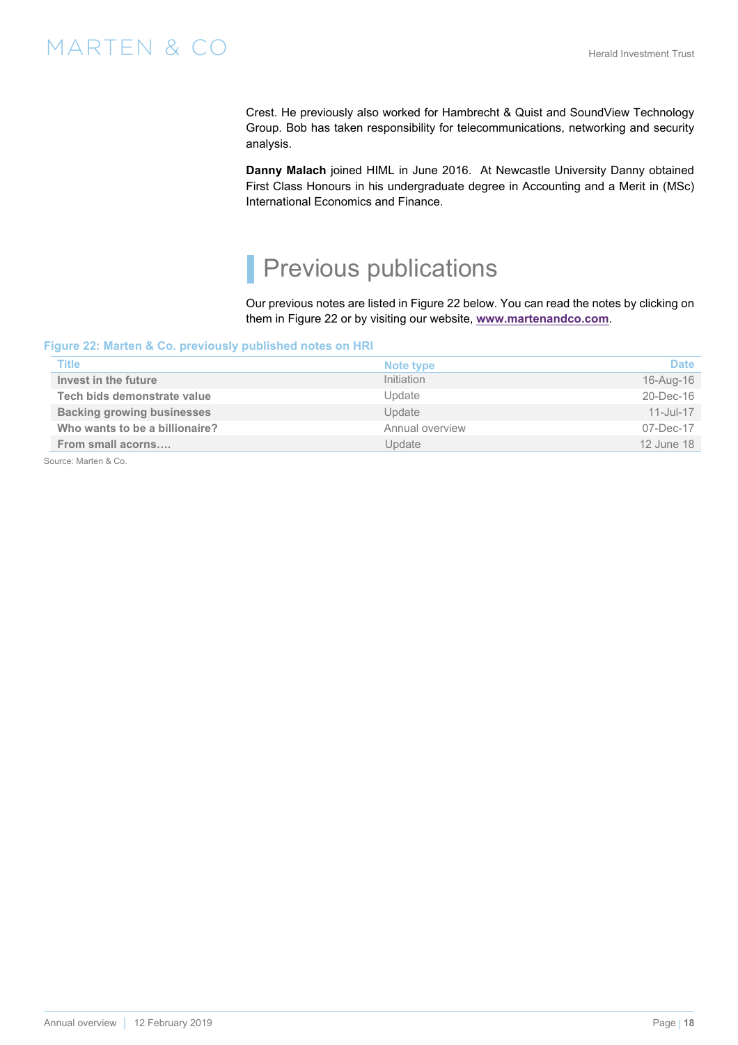Crest. He previously also worked for Hambrecht & Quist and SoundView Technology Group. Bob has taken responsibility for telecommunications, networking and security analysis.

**Danny Malach** joined HIML in June 2016. At Newcastle University Danny obtained First Class Honours in his undergraduate degree in Accounting and a Merit in (MSc) International Economics and Finance.

## Previous publications

Our previous notes are listed in Figure 22 below. You can read the notes by clicking on them in Figure 22 or by visiting our website, [www.martenandco.com](www.martenandco.com).

**Figure 22: Marten & Co. previously published notes on HRI**

| Title | Note type | Date |
|---|---|---|
| **Invest in the future** | Initiation | 16-Aug-16 |
| **Tech bids demonstrate value** | Update | 20-Dec-16 |
| **Backing growing businesses** | Update | 11-Jul-17 |
| **Who wants to be a billionaire?** | Annual overview | 07-Dec-17 |
| **From small acorns….** | Update | 12 June 18 |

Source: Marten & Co.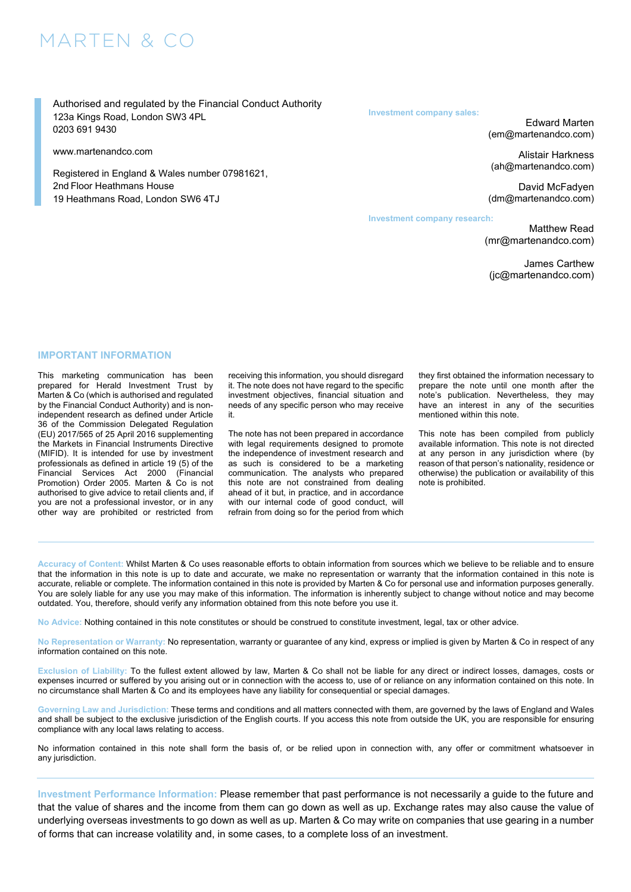# MARTEN & CO

Authorised and regulated by the Financial Conduct Authority
123a Kings Road, London SW3 4PL
0203 691 9430

www.martenandco.com

Registered in England & Wales number 07981621,
2nd Floor Heathmans House
19 Heathmans Road, London SW6 4TJ

**Investment company sales:**

Edward Marten
(em@martenandco.com)

Alistair Harkness
(ah@martenandco.com)

David McFadyen
(dm@martenandco.com)

**Investment company research:**

Matthew Read
(mr@martenandco.com)

James Carthew
(jc@martenandco.com)

## IMPORTANT INFORMATION

This marketing communication has been prepared for Herald Investment Trust by Marten & Co (which is authorised and regulated by the Financial Conduct Authority) and is non-independent research as defined under Article 36 of the Commission Delegated Regulation (EU) 2017/565 of 25 April 2016 supplementing the Markets in Financial Instruments Directive (MIFID). It is intended for use by investment professionals as defined in article 19 (5) of the Financial Services Act 2000 (Financial Promotion) Order 2005. Marten & Co is not authorised to give advice to retail clients and, if you are not a professional investor, or in any other way are prohibited or restricted from receiving this information, you should disregard it. The note does not have regard to the specific investment objectives, financial situation and needs of any specific person who may receive it.

The note has not been prepared in accordance with legal requirements designed to promote the independence of investment research and as such is considered to be a marketing communication. The analysts who prepared this note are not constrained from dealing ahead of it but, in practice, and in accordance with our internal code of good conduct, will refrain from doing so for the period from which they first obtained the information necessary to prepare the note until one month after the note's publication. Nevertheless, they may have an interest in any of the securities mentioned within this note.

This note has been compiled from publicly available information. This note is not directed at any person in any jurisdiction where (by reason of that person's nationality, residence or otherwise) the publication or availability of this note is prohibited.

**Accuracy of Content:** Whilst Marten & Co uses reasonable efforts to obtain information from sources which we believe to be reliable and to ensure that the information in this note is up to date and accurate, we make no representation or warranty that the information contained in this note is accurate, reliable or complete. The information contained in this note is provided by Marten & Co for personal use and information purposes generally. You are solely liable for any use you may make of this information. The information is inherently subject to change without notice and may become outdated. You, therefore, should verify any information obtained from this note before you use it.

**No Advice:** Nothing contained in this note constitutes or should be construed to constitute investment, legal, tax or other advice.

**No Representation or Warranty:** No representation, warranty or guarantee of any kind, express or implied is given by Marten & Co in respect of any information contained on this note.

**Exclusion of Liability:** To the fullest extent allowed by law, Marten & Co shall not be liable for any direct or indirect losses, damages, costs or expenses incurred or suffered by you arising out or in connection with the access to, use of or reliance on any information contained on this note. In no circumstance shall Marten & Co and its employees have any liability for consequential or special damages.

**Governing Law and Jurisdiction:** These terms and conditions and all matters connected with them, are governed by the laws of England and Wales and shall be subject to the exclusive jurisdiction of the English courts. If you access this note from outside the UK, you are responsible for ensuring compliance with any local laws relating to access.

No information contained in this note shall form the basis of, or be relied upon in connection with, any offer or commitment whatsoever in any jurisdiction.

**Investment Performance Information:** Please remember that past performance is not necessarily a guide to the future and that the value of shares and the income from them can go down as well as up. Exchange rates may also cause the value of underlying overseas investments to go down as well as up. Marten & Co may write on companies that use gearing in a number of forms that can increase volatility and, in some cases, to a complete loss of an investment.